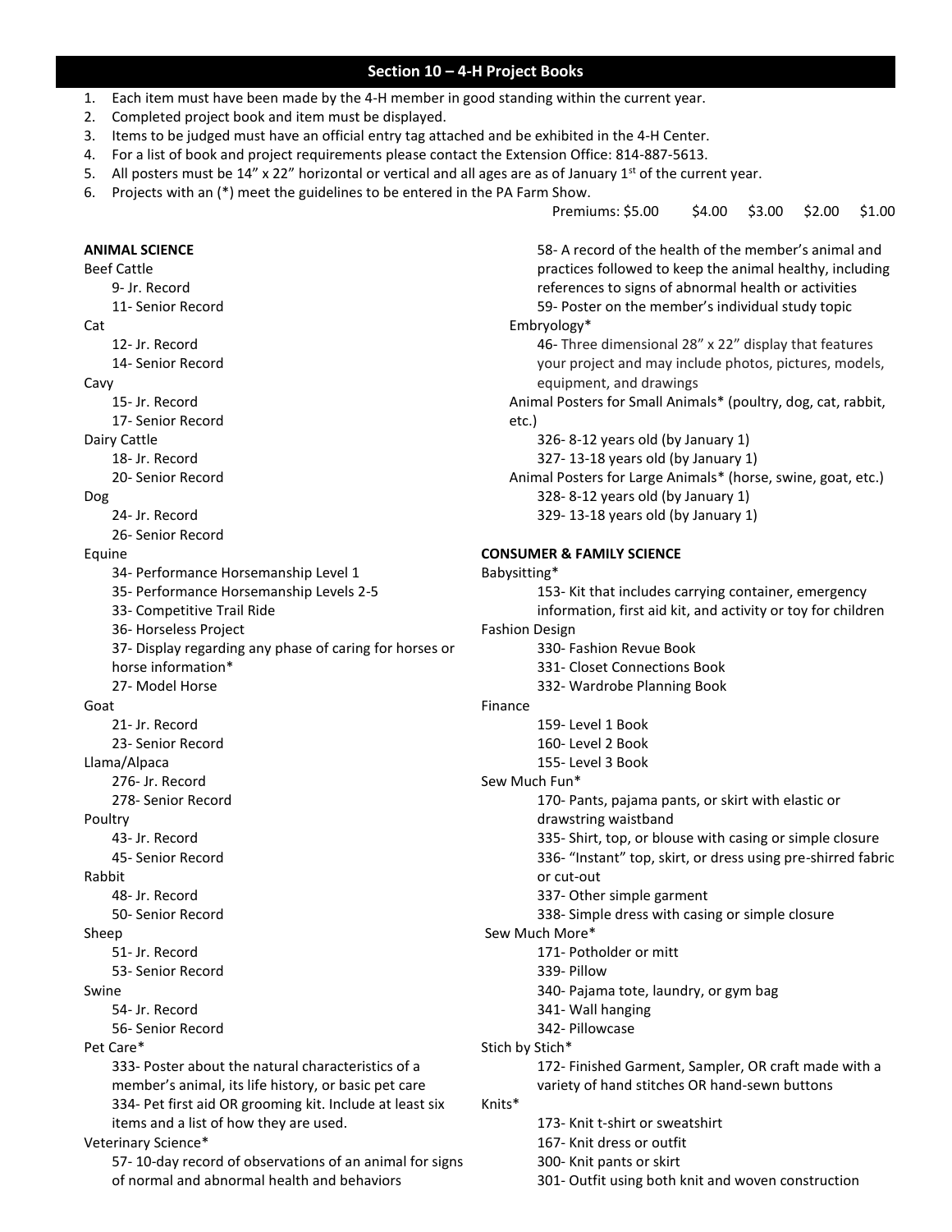## Section 10 – 4-H Project Books

1. Each item must have been made by the 4-H member in good standing within the current year.
2. Completed project book and item must be displayed.
3. Items to be judged must have an official entry tag attached and be exhibited in the 4-H Center.
4. For a list of book and project requirements please contact the Extension Office: 814-887-5613.
5. All posters must be 14" x 22" horizontal or vertical and all ages are as of January 1st of the current year.
6. Projects with an (*) meet the guidelines to be entered in the PA Farm Show.

Premiums: $5.00 $4.00 $3.00 $2.00 $1.00

### ANIMAL SCIENCE

Beef Cattle
- 9- Jr. Record
- 11- Senior Record

Cat
- 12- Jr. Record
- 14- Senior Record

Cavy
- 15- Jr. Record
- 17- Senior Record

Dairy Cattle
- 18- Jr. Record
- 20- Senior Record

Dog
- 24- Jr. Record
- 26- Senior Record

Equine
- 34- Performance Horsemanship Level 1
- 35- Performance Horsemanship Levels 2-5
- 33- Competitive Trail Ride
- 36- Horseless Project
- 37- Display regarding any phase of caring for horses or horse information*
- 27- Model Horse

Goat
- 21- Jr. Record
- 23- Senior Record

Llama/Alpaca
- 276- Jr. Record
- 278- Senior Record

Poultry
- 43- Jr. Record
- 45- Senior Record

Rabbit
- 48- Jr. Record
- 50- Senior Record

Sheep
- 51- Jr. Record
- 53- Senior Record

Swine
- 54- Jr. Record
- 56- Senior Record

Pet Care*
- 333- Poster about the natural characteristics of a member's animal, its life history, or basic pet care
- 334- Pet first aid OR grooming kit. Include at least six items and a list of how they are used.

Veterinary Science*
- 57- 10-day record of observations of an animal for signs of normal and abnormal health and behaviors
- 58- A record of the health of the member's animal and practices followed to keep the animal healthy, including references to signs of abnormal health or activities
- 59- Poster on the member's individual study topic

Embryology*
- 46- Three dimensional 28" x 22" display that features your project and may include photos, pictures, models, equipment, and drawings

Animal Posters for Small Animals* (poultry, dog, cat, rabbit, etc.)
- 326- 8-12 years old (by January 1)
- 327- 13-18 years old (by January 1)

Animal Posters for Large Animals* (horse, swine, goat, etc.)
- 328- 8-12 years old (by January 1)
- 329- 13-18 years old (by January 1)

### CONSUMER & FAMILY SCIENCE

Babysitting*
- 153- Kit that includes carrying container, emergency information, first aid kit, and activity or toy for children

Fashion Design
- 330- Fashion Revue Book
- 331- Closet Connections Book
- 332- Wardrobe Planning Book

Finance
- 159- Level 1 Book
- 160- Level 2 Book
- 155- Level 3 Book

Sew Much Fun*
- 170- Pants, pajama pants, or skirt with elastic or drawstring waistband
- 335- Shirt, top, or blouse with casing or simple closure
- 336- "Instant" top, skirt, or dress using pre-shirred fabric or cut-out
- 337- Other simple garment
- 338- Simple dress with casing or simple closure

Sew Much More*
- 171- Potholder or mitt
- 339- Pillow
- 340- Pajama tote, laundry, or gym bag
- 341- Wall hanging
- 342- Pillowcase

Stich by Stich*
- 172- Finished Garment, Sampler, OR craft made with a variety of hand stitches OR hand-sewn buttons

Knits*
- 173- Knit t-shirt or sweatshirt
- 167- Knit dress or outfit
- 300- Knit pants or skirt
- 301- Outfit using both knit and woven construction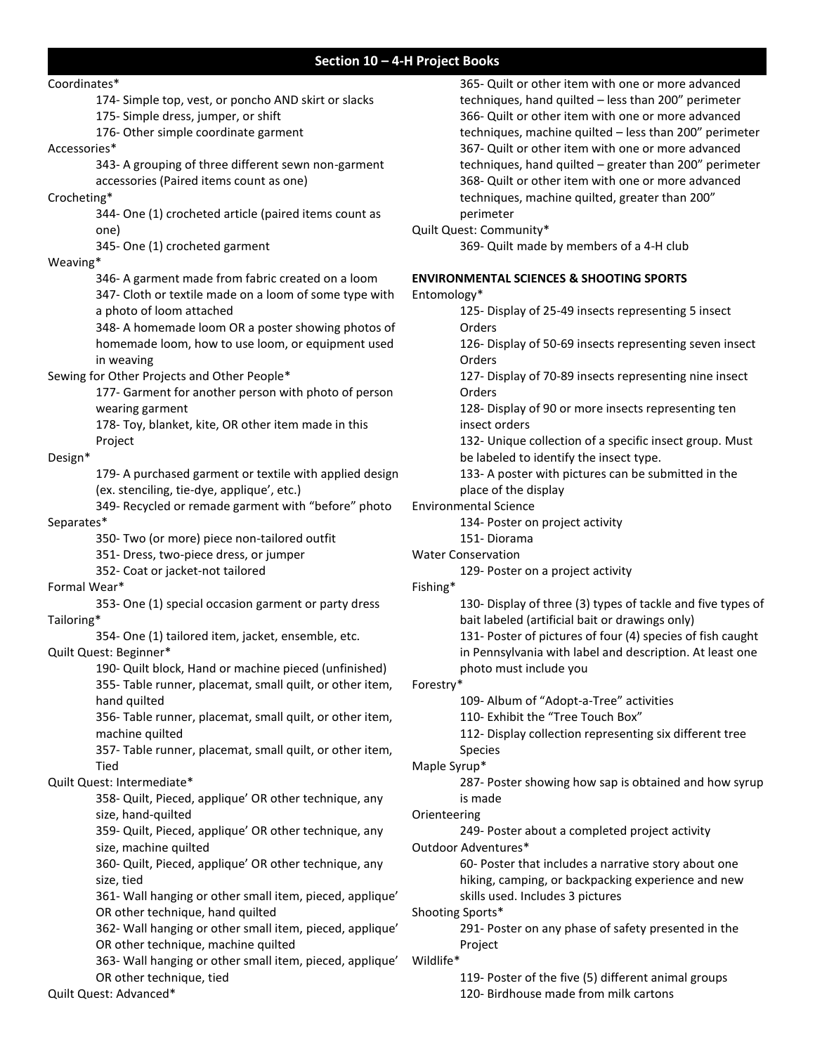## Section 10 – 4-H Project Books

Coordinates*
- 174- Simple top, vest, or poncho AND skirt or slacks
- 175- Simple dress, jumper, or shift
- 176- Other simple coordinate garment

Accessories*
- 343- A grouping of three different sewn non-garment accessories (Paired items count as one)

Crocheting*
- 344- One (1) crocheted article (paired items count as one)
- 345- One (1) crocheted garment

Weaving*
- 346- A garment made from fabric created on a loom
- 347- Cloth or textile made on a loom of some type with a photo of loom attached
- 348- A homemade loom OR a poster showing photos of homemade loom, how to use loom, or equipment used in weaving

Sewing for Other Projects and Other People*
- 177- Garment for another person with photo of person wearing garment
- 178- Toy, blanket, kite, OR other item made in this Project

Design*
- 179- A purchased garment or textile with applied design (ex. stenciling, tie-dye, applique', etc.)
- 349- Recycled or remade garment with "before" photo

Separates*
- 350- Two (or more) piece non-tailored outfit
- 351- Dress, two-piece dress, or jumper
- 352- Coat or jacket-not tailored

Formal Wear*
- 353- One (1) special occasion garment or party dress

Tailoring*
- 354- One (1) tailored item, jacket, ensemble, etc.

Quilt Quest: Beginner*
- 190- Quilt block, Hand or machine pieced (unfinished)
- 355- Table runner, placemat, small quilt, or other item, hand quilted
- 356- Table runner, placemat, small quilt, or other item, machine quilted
- 357- Table runner, placemat, small quilt, or other item, Tied

Quilt Quest: Intermediate*
- 358- Quilt, Pieced, applique' OR other technique, any size, hand-quilted
- 359- Quilt, Pieced, applique' OR other technique, any size, machine quilted
- 360- Quilt, Pieced, applique' OR other technique, any size, tied
- 361- Wall hanging or other small item, pieced, applique' OR other technique, hand quilted
- 362- Wall hanging or other small item, pieced, applique' OR other technique, machine quilted
- 363- Wall hanging or other small item, pieced, applique' OR other technique, tied

Quilt Quest: Advanced*
- 365- Quilt or other item with one or more advanced techniques, hand quilted – less than 200" perimeter
- 366- Quilt or other item with one or more advanced techniques, machine quilted – less than 200" perimeter
- 367- Quilt or other item with one or more advanced techniques, hand quilted – greater than 200" perimeter
- 368- Quilt or other item with one or more advanced techniques, machine quilted, greater than 200" perimeter

Quilt Quest: Community*
- 369- Quilt made by members of a 4-H club

**ENVIRONMENTAL SCIENCES & SHOOTING SPORTS**

Entomology*
- 125- Display of 25-49 insects representing 5 insect Orders
- 126- Display of 50-69 insects representing seven insect Orders
- 127- Display of 70-89 insects representing nine insect Orders
- 128- Display of 90 or more insects representing ten insect orders
- 132- Unique collection of a specific insect group. Must be labeled to identify the insect type.
- 133- A poster with pictures can be submitted in the place of the display

Environmental Science
- 134- Poster on project activity
- 151- Diorama

Water Conservation
- 129- Poster on a project activity

Fishing*
- 130- Display of three (3) types of tackle and five types of bait labeled (artificial bait or drawings only)
- 131- Poster of pictures of four (4) species of fish caught in Pennsylvania with label and description. At least one photo must include you

Forestry*
- 109- Album of "Adopt-a-Tree" activities
- 110- Exhibit the "Tree Touch Box"
- 112- Display collection representing six different tree Species

Maple Syrup*
- 287- Poster showing how sap is obtained and how syrup is made

Orienteering
- 249- Poster about a completed project activity

Outdoor Adventures*
- 60- Poster that includes a narrative story about one hiking, camping, or backpacking experience and new skills used. Includes 3 pictures

Shooting Sports*
- 291- Poster on any phase of safety presented in the Project

Wildlife*
- 119- Poster of the five (5) different animal groups
- 120- Birdhouse made from milk cartons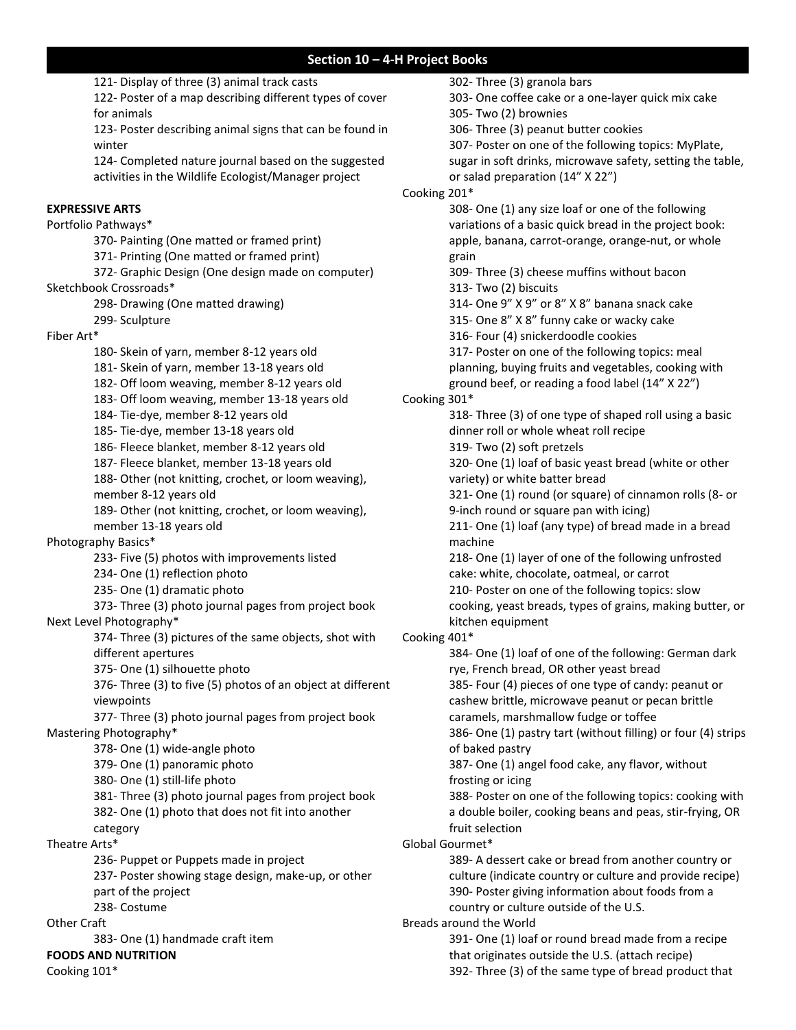## Section 10 – 4-H Project Books

121- Display of three (3) animal track casts
122- Poster of a map describing different types of cover for animals
123- Poster describing animal signs that can be found in winter
124- Completed nature journal based on the suggested activities in the Wildlife Ecologist/Manager project

**EXPRESSIVE ARTS**

Portfolio Pathways*

370- Painting (One matted or framed print)
371- Printing (One matted or framed print)
372- Graphic Design (One design made on computer)

Sketchbook Crossroads*

298- Drawing (One matted drawing)
299- Sculpture

Fiber Art*

180- Skein of yarn, member 8-12 years old
181- Skein of yarn, member 13-18 years old
182- Off loom weaving, member 8-12 years old
183- Off loom weaving, member 13-18 years old
184- Tie-dye, member 8-12 years old
185- Tie-dye, member 13-18 years old
186- Fleece blanket, member 8-12 years old
187- Fleece blanket, member 13-18 years old
188- Other (not knitting, crochet, or loom weaving), member 8-12 years old
189- Other (not knitting, crochet, or loom weaving), member 13-18 years old

Photography Basics*

233- Five (5) photos with improvements listed
234- One (1) reflection photo
235- One (1) dramatic photo
373- Three (3) photo journal pages from project book

Next Level Photography*

374- Three (3) pictures of the same objects, shot with different apertures
375- One (1) silhouette photo
376- Three (3) to five (5) photos of an object at different viewpoints
377- Three (3) photo journal pages from project book

Mastering Photography*

378- One (1) wide-angle photo
379- One (1) panoramic photo
380- One (1) still-life photo
381- Three (3) photo journal pages from project book
382- One (1) photo that does not fit into another category

Theatre Arts*

236- Puppet or Puppets made in project
237- Poster showing stage design, make-up, or other part of the project
238- Costume

Other Craft

383- One (1) handmade craft item

**FOODS AND NUTRITION**

Cooking 101*

302- Three (3) granola bars
303- One coffee cake or a one-layer quick mix cake
305- Two (2) brownies
306- Three (3) peanut butter cookies
307- Poster on one of the following topics: MyPlate, sugar in soft drinks, microwave safety, setting the table, or salad preparation (14" X 22")

Cooking 201*

308- One (1) any size loaf or one of the following variations of a basic quick bread in the project book: apple, banana, carrot-orange, orange-nut, or whole grain
309- Three (3) cheese muffins without bacon
313- Two (2) biscuits
314- One 9" X 9" or 8" X 8" banana snack cake
315- One 8" X 8" funny cake or wacky cake
316- Four (4) snickerdoodle cookies
317- Poster on one of the following topics: meal planning, buying fruits and vegetables, cooking with ground beef, or reading a food label (14" X 22")

Cooking 301*

318- Three (3) of one type of shaped roll using a basic dinner roll or whole wheat roll recipe
319- Two (2) soft pretzels
320- One (1) loaf of basic yeast bread (white or other variety) or white batter bread
321- One (1) round (or square) of cinnamon rolls (8- or 9-inch round or square pan with icing)
211- One (1) loaf (any type) of bread made in a bread machine
218- One (1) layer of one of the following unfrosted cake: white, chocolate, oatmeal, or carrot
210- Poster on one of the following topics: slow cooking, yeast breads, types of grains, making butter, or kitchen equipment

Cooking 401*

384- One (1) loaf of one of the following: German dark rye, French bread, OR other yeast bread
385- Four (4) pieces of one type of candy: peanut or cashew brittle, microwave peanut or pecan brittle caramels, marshmallow fudge or toffee
386- One (1) pastry tart (without filling) or four (4) strips of baked pastry
387- One (1) angel food cake, any flavor, without frosting or icing
388- Poster on one of the following topics: cooking with a double boiler, cooking beans and peas, stir-frying, OR fruit selection

Global Gourmet*

389- A dessert cake or bread from another country or culture (indicate country or culture and provide recipe)
390- Poster giving information about foods from a country or culture outside of the U.S.

Breads around the World

391- One (1) loaf or round bread made from a recipe that originates outside the U.S. (attach recipe)
392- Three (3) of the same type of bread product that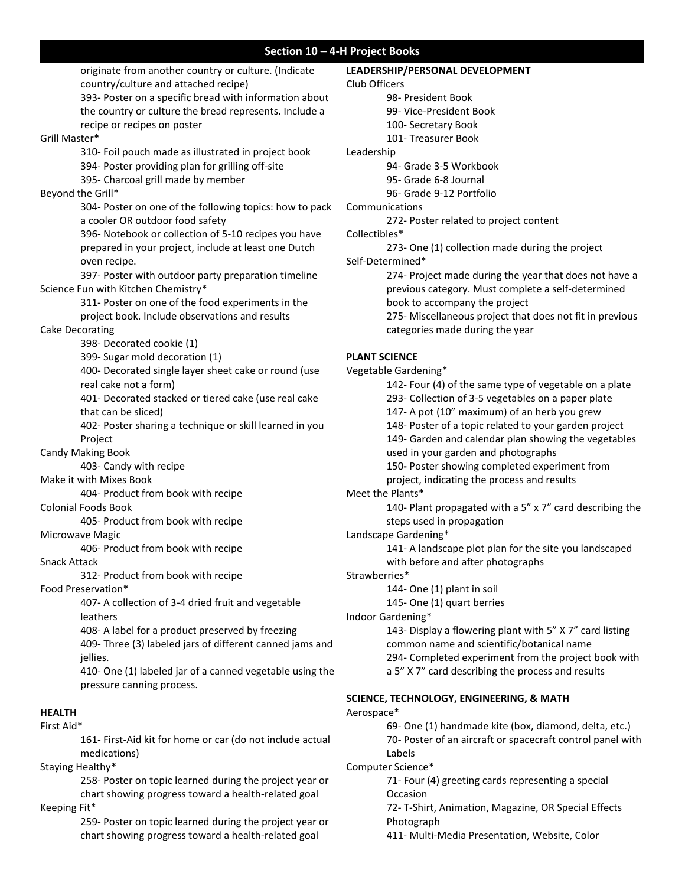## Section 10 – 4-H Project Books

originate from another country or culture. (Indicate country/culture and attached recipe)
393- Poster on a specific bread with information about the country or culture the bread represents. Include a recipe or recipes on poster

Grill Master*
- 310- Foil pouch made as illustrated in project book
- 394- Poster providing plan for grilling off-site
- 395- Charcoal grill made by member

Beyond the Grill*
- 304- Poster on one of the following topics: how to pack a cooler OR outdoor food safety
- 396- Notebook or collection of 5-10 recipes you have prepared in your project, include at least one Dutch oven recipe.
- 397- Poster with outdoor party preparation timeline

Science Fun with Kitchen Chemistry*
- 311- Poster on one of the food experiments in the project book. Include observations and results

Cake Decorating
- 398- Decorated cookie (1)
- 399- Sugar mold decoration (1)
- 400- Decorated single layer sheet cake or round (use real cake not a form)
- 401- Decorated stacked or tiered cake (use real cake that can be sliced)
- 402- Poster sharing a technique or skill learned in you Project

Candy Making Book
- 403- Candy with recipe

Make it with Mixes Book
- 404- Product from book with recipe

Colonial Foods Book
- 405- Product from book with recipe

Microwave Magic
- 406- Product from book with recipe

Snack Attack
- 312- Product from book with recipe

Food Preservation*
- 407- A collection of 3-4 dried fruit and vegetable leathers
- 408- A label for a product preserved by freezing
- 409- Three (3) labeled jars of different canned jams and jellies.
- 410- One (1) labeled jar of a canned vegetable using the pressure canning process.

**HEALTH**

First Aid*
- 161- First-Aid kit for home or car (do not include actual medications)

Staying Healthy*
- 258- Poster on topic learned during the project year or chart showing progress toward a health-related goal

Keeping Fit*
- 259- Poster on topic learned during the project year or chart showing progress toward a health-related goal

**LEADERSHIP/PERSONAL DEVELOPMENT**

Club Officers
- 98- President Book
- 99- Vice-President Book
- 100- Secretary Book
- 101- Treasurer Book

Leadership
- 94- Grade 3-5 Workbook
- 95- Grade 6-8 Journal
- 96- Grade 9-12 Portfolio

Communications
- 272- Poster related to project content

Collectibles*
- 273- One (1) collection made during the project

Self-Determined*
- 274- Project made during the year that does not have a previous category. Must complete a self-determined book to accompany the project
- 275- Miscellaneous project that does not fit in previous categories made during the year

**PLANT SCIENCE**

Vegetable Gardening*
- 142- Four (4) of the same type of vegetable on a plate
- 293- Collection of 3-5 vegetables on a paper plate
- 147- A pot (10" maximum) of an herb you grew
- 148- Poster of a topic related to your garden project
- 149- Garden and calendar plan showing the vegetables used in your garden and photographs
- 150- Poster showing completed experiment from project, indicating the process and results

Meet the Plants*
- 140- Plant propagated with a 5" x 7" card describing the steps used in propagation

Landscape Gardening*
- 141- A landscape plot plan for the site you landscaped with before and after photographs

Strawberries*
- 144- One (1) plant in soil
- 145- One (1) quart berries

Indoor Gardening*
- 143- Display a flowering plant with 5" X 7" card listing common name and scientific/botanical name
- 294- Completed experiment from the project book with a 5" X 7" card describing the process and results

**SCIENCE, TECHNOLOGY, ENGINEERING, & MATH**

Aerospace*
- 69- One (1) handmade kite (box, diamond, delta, etc.)
- 70- Poster of an aircraft or spacecraft control panel with Labels

Computer Science*
- 71- Four (4) greeting cards representing a special Occasion
- 72- T-Shirt, Animation, Magazine, OR Special Effects Photograph
- 411- Multi-Media Presentation, Website, Color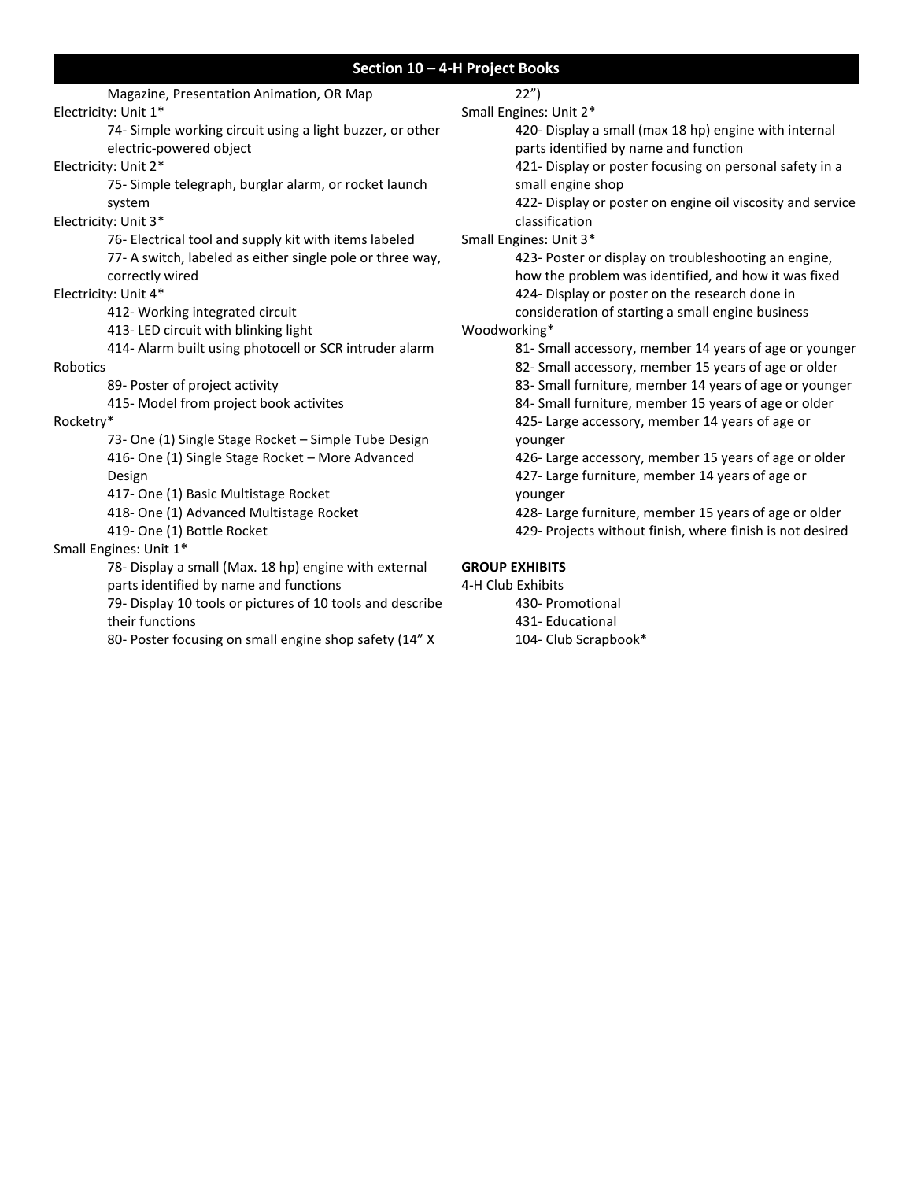## Section 10 – 4-H Project Books

Magazine, Presentation Animation, OR Map

Electricity: Unit 1*

- 74- Simple working circuit using a light buzzer, or other electric-powered object

Electricity: Unit 2*

- 75- Simple telegraph, burglar alarm, or rocket launch system

Electricity: Unit 3*

- 76- Electrical tool and supply kit with items labeled
- 77- A switch, labeled as either single pole or three way, correctly wired

Electricity: Unit 4*

- 412- Working integrated circuit
- 413- LED circuit with blinking light
- 414- Alarm built using photocell or SCR intruder alarm

Robotics

- 89- Poster of project activity
- 415- Model from project book activites

Rocketry*

- 73- One (1) Single Stage Rocket – Simple Tube Design
- 416- One (1) Single Stage Rocket – More Advanced Design
- 417- One (1) Basic Multistage Rocket
- 418- One (1) Advanced Multistage Rocket
- 419- One (1) Bottle Rocket

Small Engines: Unit 1*

- 78- Display a small (Max. 18 hp) engine with external parts identified by name and functions
- 79- Display 10 tools or pictures of 10 tools and describe their functions
- 80- Poster focusing on small engine shop safety (14" X 22")

Small Engines: Unit 2*

- 420- Display a small (max 18 hp) engine with internal parts identified by name and function
- 421- Display or poster focusing on personal safety in a small engine shop
- 422- Display or poster on engine oil viscosity and service classification

Small Engines: Unit 3*

- 423- Poster or display on troubleshooting an engine, how the problem was identified, and how it was fixed
- 424- Display or poster on the research done in consideration of starting a small engine business

Woodworking*

- 81- Small accessory, member 14 years of age or younger
- 82- Small accessory, member 15 years of age or older
- 83- Small furniture, member 14 years of age or younger
- 84- Small furniture, member 15 years of age or older
- 425- Large accessory, member 14 years of age or younger
- 426- Large accessory, member 15 years of age or older
- 427- Large furniture, member 14 years of age or younger
- 428- Large furniture, member 15 years of age or older
- 429- Projects without finish, where finish is not desired

**GROUP EXHIBITS**

4-H Club Exhibits

- 430- Promotional
- 431- Educational
- 104- Club Scrapbook*